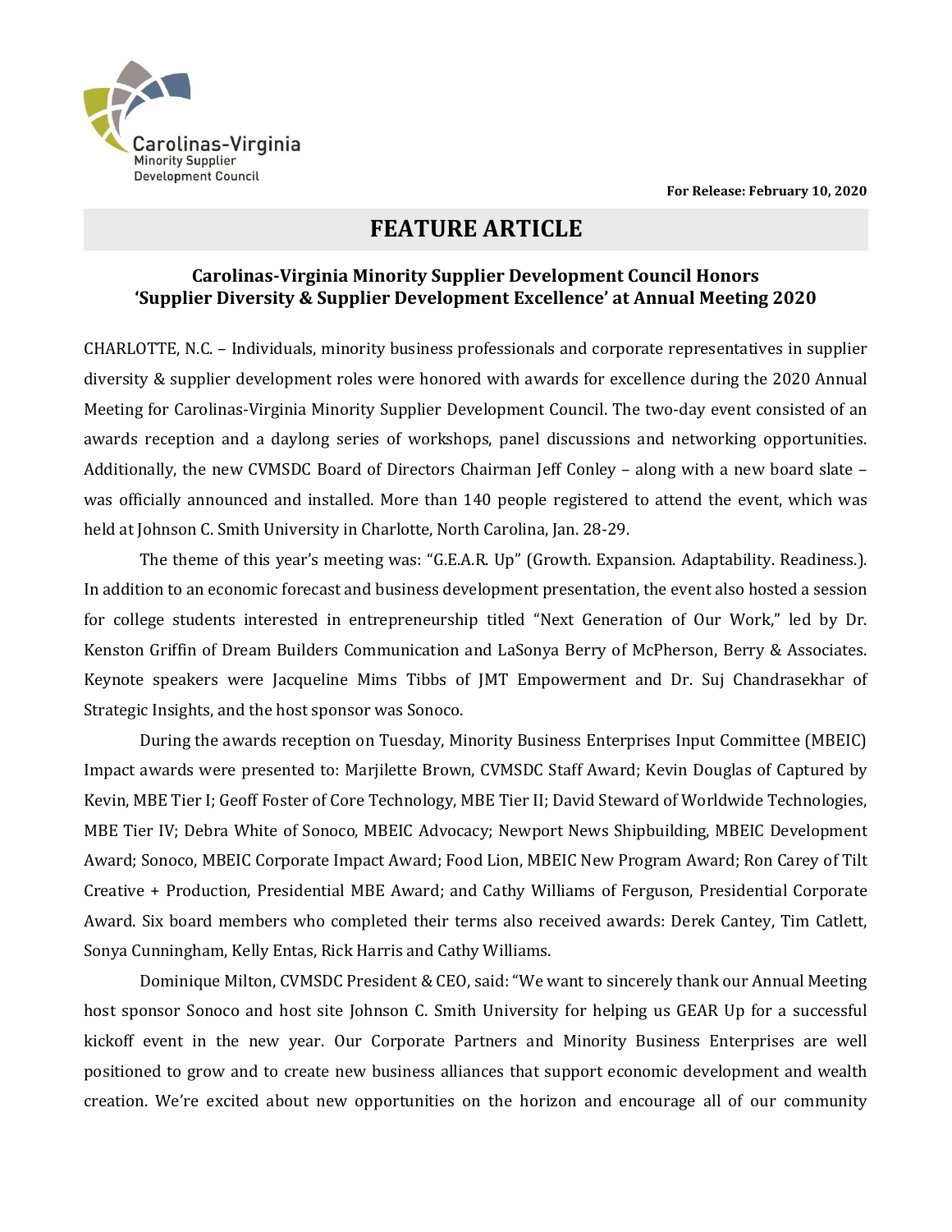Carolinas-Virginia
Minority Supplier
Development Council

**For Release: February 10, 2020**

# FEATURE ARTICLE

## Carolinas-Virginia Minority Supplier Development Council Honors 'Supplier Diversity & Supplier Development Excellence' at Annual Meeting 2020

CHARLOTTE, N.C. – Individuals, minority business professionals and corporate representatives in supplier diversity & supplier development roles were honored with awards for excellence during the 2020 Annual Meeting for Carolinas-Virginia Minority Supplier Development Council. The two-day event consisted of an awards reception and a daylong series of workshops, panel discussions and networking opportunities. Additionally, the new CVMSDC Board of Directors Chairman Jeff Conley – along with a new board slate – was officially announced and installed. More than 140 people registered to attend the event, which was held at Johnson C. Smith University in Charlotte, North Carolina, Jan. 28-29.

The theme of this year's meeting was: "G.E.A.R. Up" (Growth. Expansion. Adaptability. Readiness.). In addition to an economic forecast and business development presentation, the event also hosted a session for college students interested in entrepreneurship titled "Next Generation of Our Work," led by Dr. Kenston Griffin of Dream Builders Communication and LaSonya Berry of McPherson, Berry & Associates. Keynote speakers were Jacqueline Mims Tibbs of JMT Empowerment and Dr. Suj Chandrasekhar of Strategic Insights, and the host sponsor was Sonoco.

During the awards reception on Tuesday, Minority Business Enterprises Input Committee (MBEIC) Impact awards were presented to: Marjilette Brown, CVMSDC Staff Award; Kevin Douglas of Captured by Kevin, MBE Tier I; Geoff Foster of Core Technology, MBE Tier II; David Steward of Worldwide Technologies, MBE Tier IV; Debra White of Sonoco, MBEIC Advocacy; Newport News Shipbuilding, MBEIC Development Award; Sonoco, MBEIC Corporate Impact Award; Food Lion, MBEIC New Program Award; Ron Carey of Tilt Creative + Production, Presidential MBE Award; and Cathy Williams of Ferguson, Presidential Corporate Award. Six board members who completed their terms also received awards: Derek Cantey, Tim Catlett, Sonya Cunningham, Kelly Entas, Rick Harris and Cathy Williams.

Dominique Milton, CVMSDC President & CEO, said: "We want to sincerely thank our Annual Meeting host sponsor Sonoco and host site Johnson C. Smith University for helping us GEAR Up for a successful kickoff event in the new year. Our Corporate Partners and Minority Business Enterprises are well positioned to grow and to create new business alliances that support economic development and wealth creation. We're excited about new opportunities on the horizon and encourage all of our community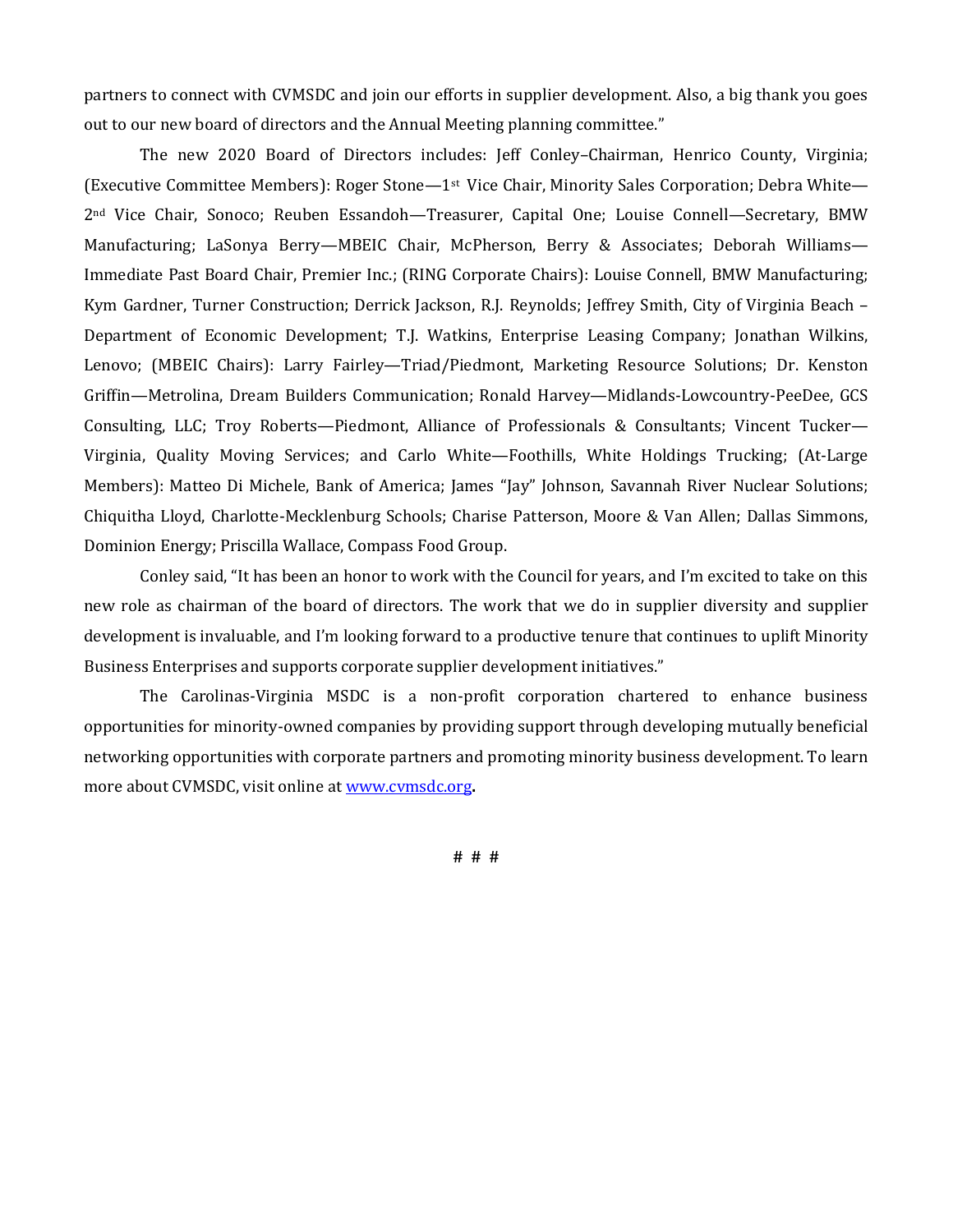partners to connect with CVMSDC and join our efforts in supplier development. Also, a big thank you goes out to our new board of directors and the Annual Meeting planning committee."

The new 2020 Board of Directors includes: Jeff Conley–Chairman, Henrico County, Virginia; (Executive Committee Members): Roger Stone—1st Vice Chair, Minority Sales Corporation; Debra White—2nd Vice Chair, Sonoco; Reuben Essandoh—Treasurer, Capital One; Louise Connell—Secretary, BMW Manufacturing; LaSonya Berry—MBEIC Chair, McPherson, Berry & Associates; Deborah Williams—Immediate Past Board Chair, Premier Inc.; (RING Corporate Chairs): Louise Connell, BMW Manufacturing; Kym Gardner, Turner Construction; Derrick Jackson, R.J. Reynolds; Jeffrey Smith, City of Virginia Beach – Department of Economic Development; T.J. Watkins, Enterprise Leasing Company; Jonathan Wilkins, Lenovo; (MBEIC Chairs): Larry Fairley—Triad/Piedmont, Marketing Resource Solutions; Dr. Kenston Griffin—Metrolina, Dream Builders Communication; Ronald Harvey—Midlands-Lowcountry-PeeDee, GCS Consulting, LLC; Troy Roberts—Piedmont, Alliance of Professionals & Consultants; Vincent Tucker—Virginia, Quality Moving Services; and Carlo White—Foothills, White Holdings Trucking; (At-Large Members): Matteo Di Michele, Bank of America; James "Jay" Johnson, Savannah River Nuclear Solutions; Chiquitha Lloyd, Charlotte-Mecklenburg Schools; Charise Patterson, Moore & Van Allen; Dallas Simmons, Dominion Energy; Priscilla Wallace, Compass Food Group.

Conley said, "It has been an honor to work with the Council for years, and I'm excited to take on this new role as chairman of the board of directors. The work that we do in supplier diversity and supplier development is invaluable, and I'm looking forward to a productive tenure that continues to uplift Minority Business Enterprises and supports corporate supplier development initiatives."

The Carolinas-Virginia MSDC is a non-profit corporation chartered to enhance business opportunities for minority-owned companies by providing support through developing mutually beneficial networking opportunities with corporate partners and promoting minority business development. To learn more about CVMSDC, visit online at www.cvmsdc.org**.**

# # #